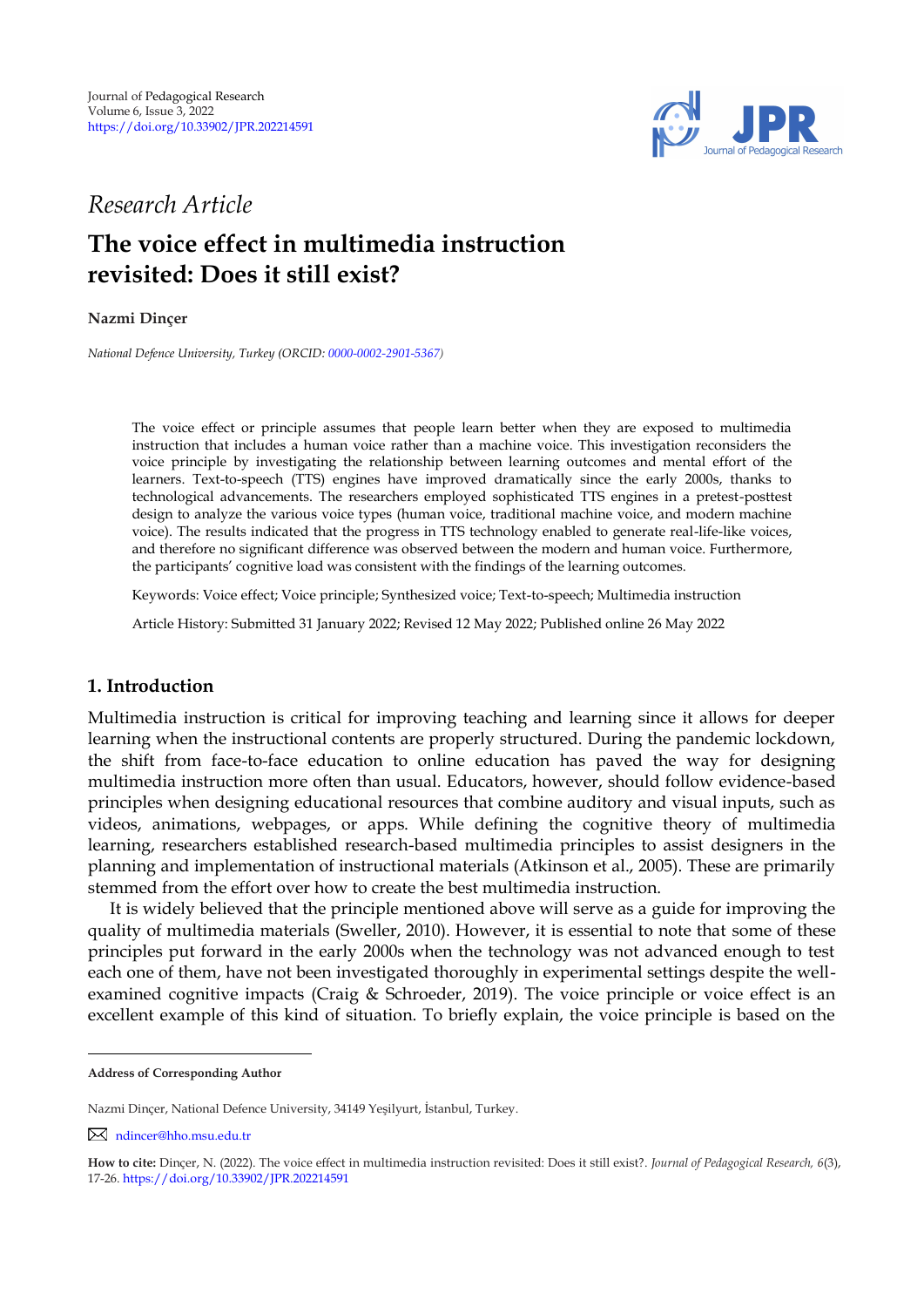Journal of Pedagogical Research
Volume 6, Issue 3, 2022
https://doi.org/10.33902/JPR.202214591

*Research Article*

# The voice effect in multimedia instruction revisited: Does it still exist?

**Nazmi Dinçer**

*National Defence University, Turkey (ORCID: 0000-0002-2901-5367)*

The voice effect or principle assumes that people learn better when they are exposed to multimedia instruction that includes a human voice rather than a machine voice. This investigation reconsiders the voice principle by investigating the relationship between learning outcomes and mental effort of the learners. Text-to-speech (TTS) engines have improved dramatically since the early 2000s, thanks to technological advancements. The researchers employed sophisticated TTS engines in a pretest-posttest design to analyze the various voice types (human voice, traditional machine voice, and modern machine voice). The results indicated that the progress in TTS technology enabled to generate real-life-like voices, and therefore no significant difference was observed between the modern and human voice. Furthermore, the participants' cognitive load was consistent with the findings of the learning outcomes.

Keywords: Voice effect; Voice principle; Synthesized voice; Text-to-speech; Multimedia instruction

Article History: Submitted 31 January 2022; Revised 12 May 2022; Published online 26 May 2022

## 1. Introduction

Multimedia instruction is critical for improving teaching and learning since it allows for deeper learning when the instructional contents are properly structured. During the pandemic lockdown, the shift from face-to-face education to online education has paved the way for designing multimedia instruction more often than usual. Educators, however, should follow evidence-based principles when designing educational resources that combine auditory and visual inputs, such as videos, animations, webpages, or apps. While defining the cognitive theory of multimedia learning, researchers established research-based multimedia principles to assist designers in the planning and implementation of instructional materials (Atkinson et al., 2005). These are primarily stemmed from the effort over how to create the best multimedia instruction.

It is widely believed that the principle mentioned above will serve as a guide for improving the quality of multimedia materials (Sweller, 2010). However, it is essential to note that some of these principles put forward in the early 2000s when the technology was not advanced enough to test each one of them, have not been investigated thoroughly in experimental settings despite the well-examined cognitive impacts (Craig & Schroeder, 2019). The voice principle or voice effect is an excellent example of this kind of situation. To briefly explain, the voice principle is based on the

---

**Address of Corresponding Author**

Nazmi Dinçer, National Defence University, 34149 Yeşilyurt, İstanbul, Turkey.

ndincer@hho.msu.edu.tr

**How to cite:** Dinçer, N. (2022). The voice effect in multimedia instruction revisited: Does it still exist?. *Journal of Pedagogical Research, 6*(3), 17-26. https://doi.org/10.33902/JPR.202214591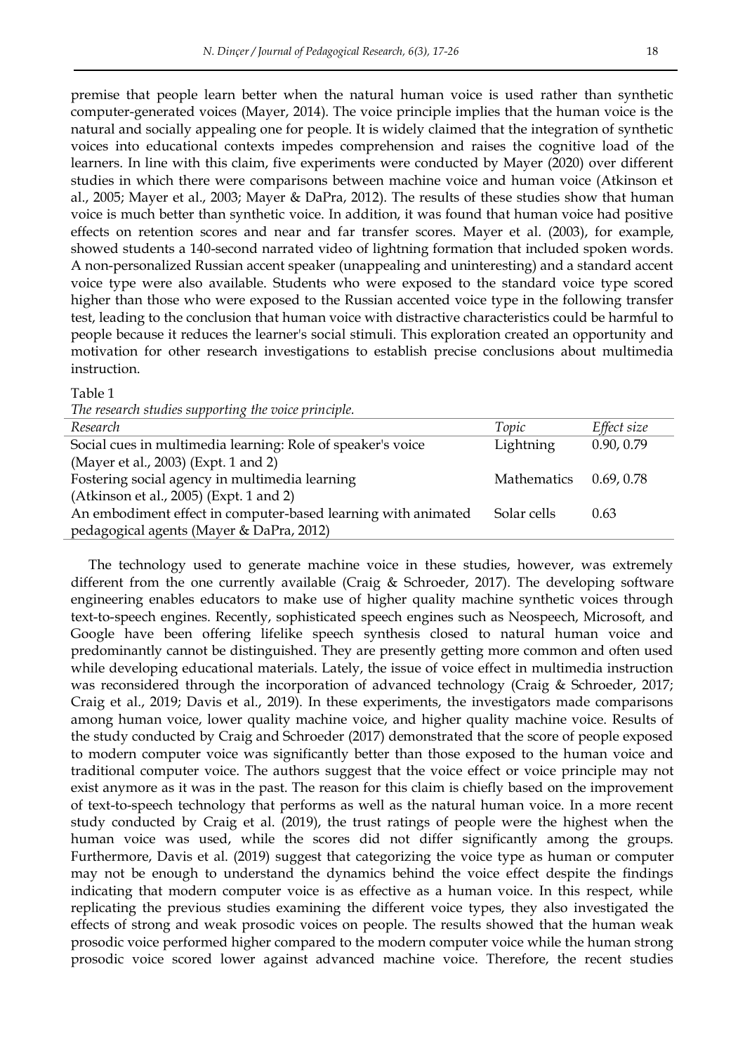premise that people learn better when the natural human voice is used rather than synthetic computer-generated voices (Mayer, 2014). The voice principle implies that the human voice is the natural and socially appealing one for people. It is widely claimed that the integration of synthetic voices into educational contexts impedes comprehension and raises the cognitive load of the learners. In line with this claim, five experiments were conducted by Mayer (2020) over different studies in which there were comparisons between machine voice and human voice (Atkinson et al., 2005; Mayer et al., 2003; Mayer & DaPra, 2012). The results of these studies show that human voice is much better than synthetic voice. In addition, it was found that human voice had positive effects on retention scores and near and far transfer scores. Mayer et al. (2003), for example, showed students a 140-second narrated video of lightning formation that included spoken words. A non-personalized Russian accent speaker (unappealing and uninteresting) and a standard accent voice type were also available. Students who were exposed to the standard voice type scored higher than those who were exposed to the Russian accented voice type in the following transfer test, leading to the conclusion that human voice with distractive characteristics could be harmful to people because it reduces the learner's social stimuli. This exploration created an opportunity and motivation for other research investigations to establish precise conclusions about multimedia instruction.

Table 1
*The research studies supporting the voice principle.*

| *Research* | *Topic* | *Effect size* |
|---|---|---|
| Social cues in multimedia learning: Role of speaker's voice (Mayer et al., 2003) (Expt. 1 and 2) | Lightning | 0.90, 0.79 |
| Fostering social agency in multimedia learning (Atkinson et al., 2005) (Expt. 1 and 2) | Mathematics | 0.69, 0.78 |
| An embodiment effect in computer-based learning with animated pedagogical agents (Mayer & DaPra, 2012) | Solar cells | 0.63 |

The technology used to generate machine voice in these studies, however, was extremely different from the one currently available (Craig & Schroeder, 2017). The developing software engineering enables educators to make use of higher quality machine synthetic voices through text-to-speech engines. Recently, sophisticated speech engines such as Neospeech, Microsoft, and Google have been offering lifelike speech synthesis closed to natural human voice and predominantly cannot be distinguished. They are presently getting more common and often used while developing educational materials. Lately, the issue of voice effect in multimedia instruction was reconsidered through the incorporation of advanced technology (Craig & Schroeder, 2017; Craig et al., 2019; Davis et al., 2019). In these experiments, the investigators made comparisons among human voice, lower quality machine voice, and higher quality machine voice. Results of the study conducted by Craig and Schroeder (2017) demonstrated that the score of people exposed to modern computer voice was significantly better than those exposed to the human voice and traditional computer voice. The authors suggest that the voice effect or voice principle may not exist anymore as it was in the past. The reason for this claim is chiefly based on the improvement of text-to-speech technology that performs as well as the natural human voice. In a more recent study conducted by Craig et al. (2019), the trust ratings of people were the highest when the human voice was used, while the scores did not differ significantly among the groups. Furthermore, Davis et al. (2019) suggest that categorizing the voice type as human or computer may not be enough to understand the dynamics behind the voice effect despite the findings indicating that modern computer voice is as effective as a human voice. In this respect, while replicating the previous studies examining the different voice types, they also investigated the effects of strong and weak prosodic voices on people. The results showed that the human weak prosodic voice performed higher compared to the modern computer voice while the human strong prosodic voice scored lower against advanced machine voice. Therefore, the recent studies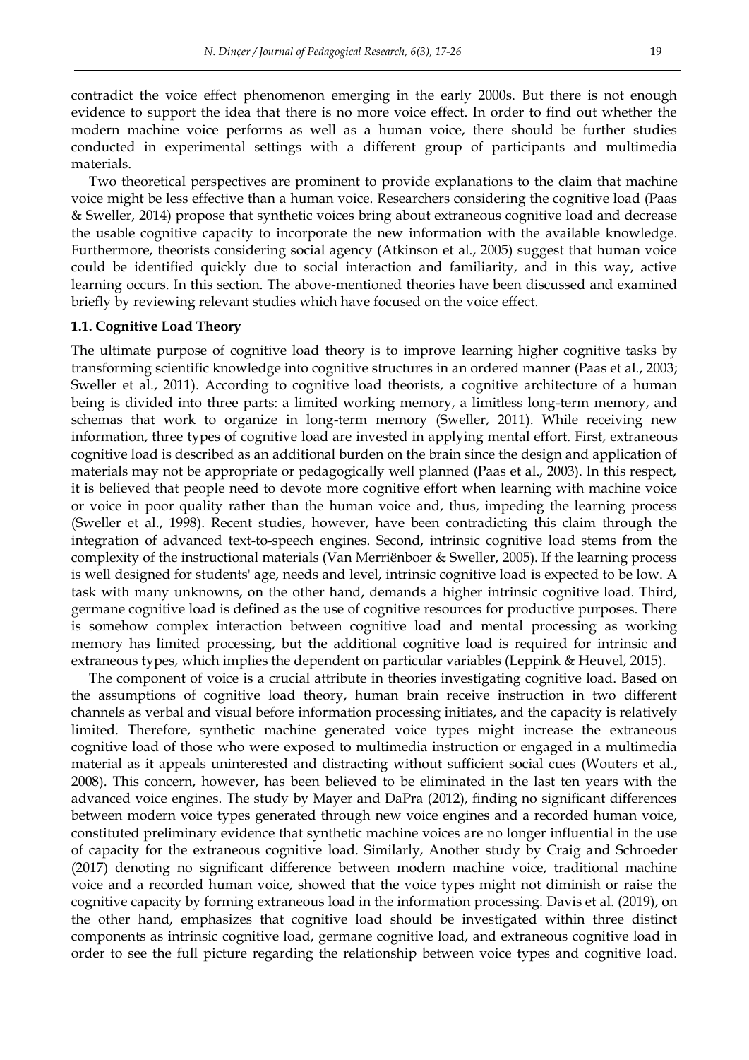contradict the voice effect phenomenon emerging in the early 2000s. But there is not enough evidence to support the idea that there is no more voice effect. In order to find out whether the modern machine voice performs as well as a human voice, there should be further studies conducted in experimental settings with a different group of participants and multimedia materials.

Two theoretical perspectives are prominent to provide explanations to the claim that machine voice might be less effective than a human voice. Researchers considering the cognitive load (Paas & Sweller, 2014) propose that synthetic voices bring about extraneous cognitive load and decrease the usable cognitive capacity to incorporate the new information with the available knowledge. Furthermore, theorists considering social agency (Atkinson et al., 2005) suggest that human voice could be identified quickly due to social interaction and familiarity, and in this way, active learning occurs. In this section. The above-mentioned theories have been discussed and examined briefly by reviewing relevant studies which have focused on the voice effect.

### 1.1. Cognitive Load Theory

The ultimate purpose of cognitive load theory is to improve learning higher cognitive tasks by transforming scientific knowledge into cognitive structures in an ordered manner (Paas et al., 2003; Sweller et al., 2011). According to cognitive load theorists, a cognitive architecture of a human being is divided into three parts: a limited working memory, a limitless long-term memory, and schemas that work to organize in long-term memory (Sweller, 2011). While receiving new information, three types of cognitive load are invested in applying mental effort. First, extraneous cognitive load is described as an additional burden on the brain since the design and application of materials may not be appropriate or pedagogically well planned (Paas et al., 2003). In this respect, it is believed that people need to devote more cognitive effort when learning with machine voice or voice in poor quality rather than the human voice and, thus, impeding the learning process (Sweller et al., 1998). Recent studies, however, have been contradicting this claim through the integration of advanced text-to-speech engines. Second, intrinsic cognitive load stems from the complexity of the instructional materials (Van Merriënboer & Sweller, 2005). If the learning process is well designed for students' age, needs and level, intrinsic cognitive load is expected to be low. A task with many unknowns, on the other hand, demands a higher intrinsic cognitive load. Third, germane cognitive load is defined as the use of cognitive resources for productive purposes. There is somehow complex interaction between cognitive load and mental processing as working memory has limited processing, but the additional cognitive load is required for intrinsic and extraneous types, which implies the dependent on particular variables (Leppink & Heuvel, 2015).

The component of voice is a crucial attribute in theories investigating cognitive load. Based on the assumptions of cognitive load theory, human brain receive instruction in two different channels as verbal and visual before information processing initiates, and the capacity is relatively limited. Therefore, synthetic machine generated voice types might increase the extraneous cognitive load of those who were exposed to multimedia instruction or engaged in a multimedia material as it appeals uninterested and distracting without sufficient social cues (Wouters et al., 2008). This concern, however, has been believed to be eliminated in the last ten years with the advanced voice engines. The study by Mayer and DaPra (2012), finding no significant differences between modern voice types generated through new voice engines and a recorded human voice, constituted preliminary evidence that synthetic machine voices are no longer influential in the use of capacity for the extraneous cognitive load. Similarly, Another study by Craig and Schroeder (2017) denoting no significant difference between modern machine voice, traditional machine voice and a recorded human voice, showed that the voice types might not diminish or raise the cognitive capacity by forming extraneous load in the information processing. Davis et al. (2019), on the other hand, emphasizes that cognitive load should be investigated within three distinct components as intrinsic cognitive load, germane cognitive load, and extraneous cognitive load in order to see the full picture regarding the relationship between voice types and cognitive load.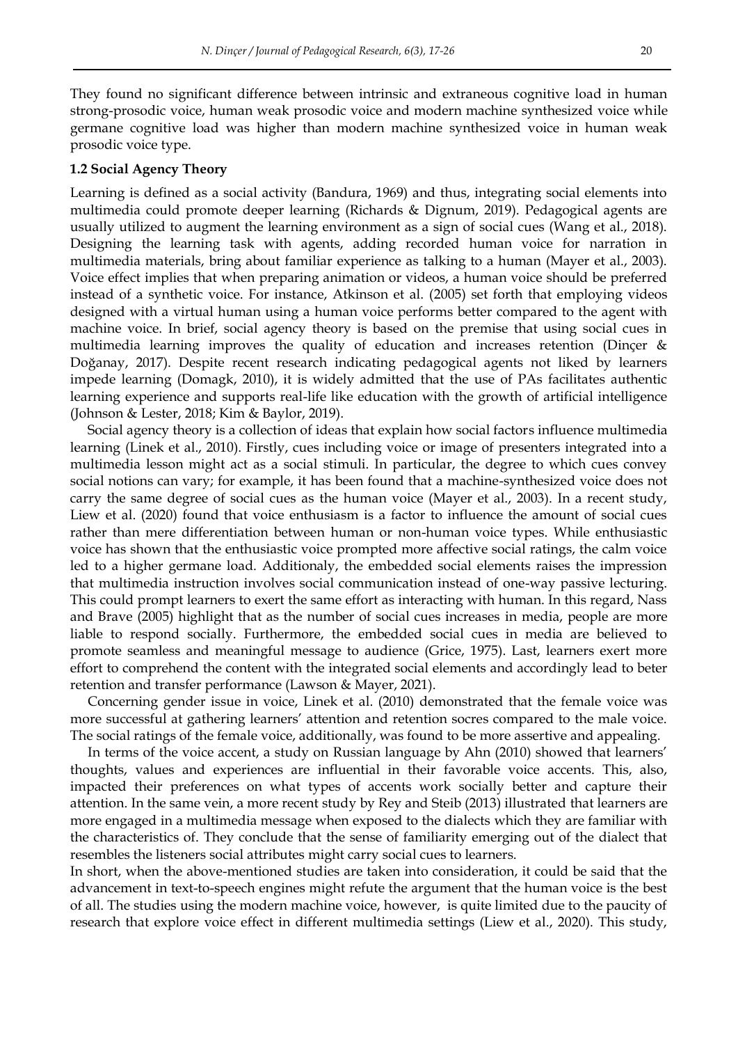They found no significant difference between intrinsic and extraneous cognitive load in human strong-prosodic voice, human weak prosodic voice and modern machine synthesized voice while germane cognitive load was higher than modern machine synthesized voice in human weak prosodic voice type.

### 1.2 Social Agency Theory

Learning is defined as a social activity (Bandura, 1969) and thus, integrating social elements into multimedia could promote deeper learning (Richards & Dignum, 2019). Pedagogical agents are usually utilized to augment the learning environment as a sign of social cues (Wang et al., 2018). Designing the learning task with agents, adding recorded human voice for narration in multimedia materials, bring about familiar experience as talking to a human (Mayer et al., 2003). Voice effect implies that when preparing animation or videos, a human voice should be preferred instead of a synthetic voice. For instance, Atkinson et al. (2005) set forth that employing videos designed with a virtual human using a human voice performs better compared to the agent with machine voice. In brief, social agency theory is based on the premise that using social cues in multimedia learning improves the quality of education and increases retention (Dinçer & Doğanay, 2017). Despite recent research indicating pedagogical agents not liked by learners impede learning (Domagk, 2010), it is widely admitted that the use of PAs facilitates authentic learning experience and supports real-life like education with the growth of artificial intelligence (Johnson & Lester, 2018; Kim & Baylor, 2019).

Social agency theory is a collection of ideas that explain how social factors influence multimedia learning (Linek et al., 2010). Firstly, cues including voice or image of presenters integrated into a multimedia lesson might act as a social stimuli. In particular, the degree to which cues convey social notions can vary; for example, it has been found that a machine-synthesized voice does not carry the same degree of social cues as the human voice (Mayer et al., 2003). In a recent study, Liew et al. (2020) found that voice enthusiasm is a factor to influence the amount of social cues rather than mere differentiation between human or non-human voice types. While enthusiastic voice has shown that the enthusiastic voice prompted more affective social ratings, the calm voice led to a higher germane load. Additionaly, the embedded social elements raises the impression that multimedia instruction involves social communication instead of one-way passive lecturing. This could prompt learners to exert the same effort as interacting with human. In this regard, Nass and Brave (2005) highlight that as the number of social cues increases in media, people are more liable to respond socially. Furthermore, the embedded social cues in media are believed to promote seamless and meaningful message to audience (Grice, 1975). Last, learners exert more effort to comprehend the content with the integrated social elements and accordingly lead to beter retention and transfer performance (Lawson & Mayer, 2021).

Concerning gender issue in voice, Linek et al. (2010) demonstrated that the female voice was more successful at gathering learners' attention and retention socres compared to the male voice. The social ratings of the female voice, additionally, was found to be more assertive and appealing.

In terms of the voice accent, a study on Russian language by Ahn (2010) showed that learners' thoughts, values and experiences are influential in their favorable voice accents. This, also, impacted their preferences on what types of accents work socially better and capture their attention. In the same vein, a more recent study by Rey and Steib (2013) illustrated that learners are more engaged in a multimedia message when exposed to the dialects which they are familiar with the characteristics of. They conclude that the sense of familiarity emerging out of the dialect that resembles the listeners social attributes might carry social cues to learners.

In short, when the above-mentioned studies are taken into consideration, it could be said that the advancement in text-to-speech engines might refute the argument that the human voice is the best of all. The studies using the modern machine voice, however, is quite limited due to the paucity of research that explore voice effect in different multimedia settings (Liew et al., 2020). This study,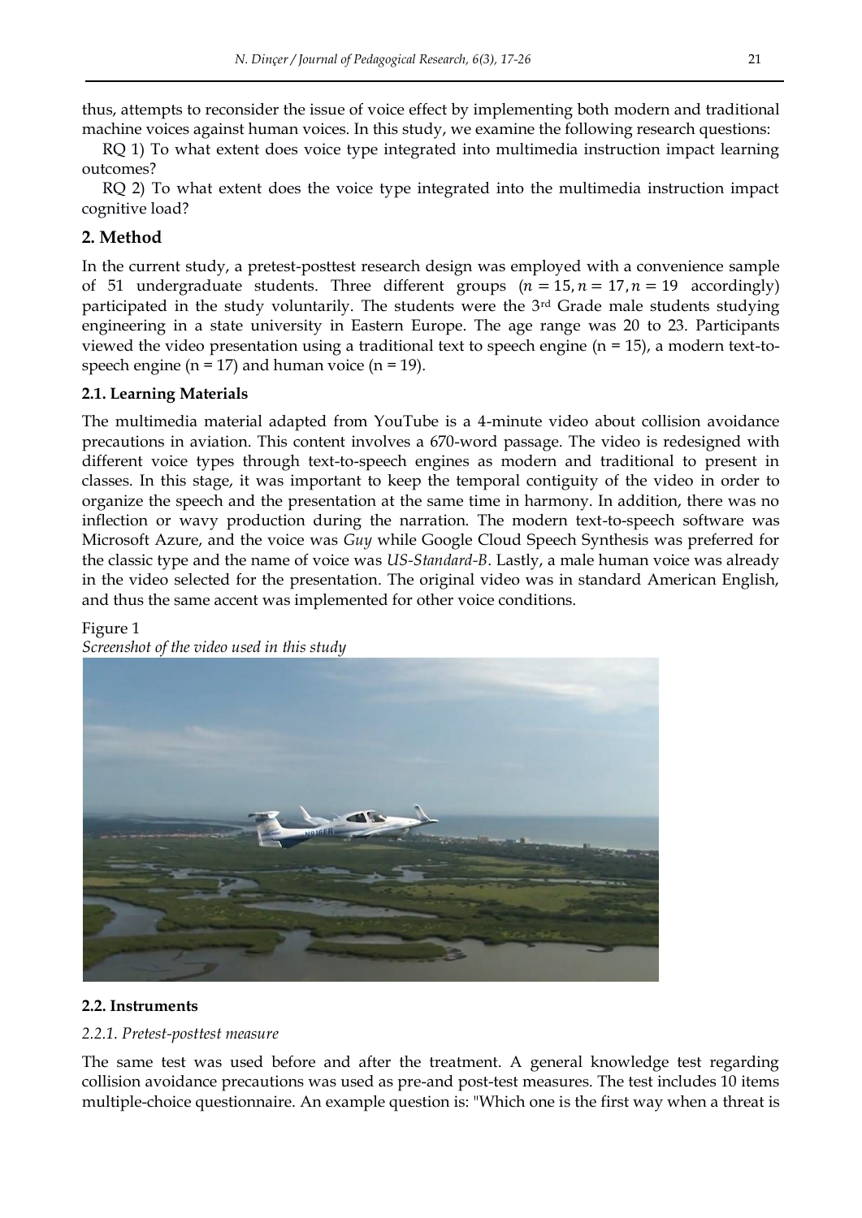thus, attempts to reconsider the issue of voice effect by implementing both modern and traditional machine voices against human voices. In this study, we examine the following research questions:

RQ 1) To what extent does voice type integrated into multimedia instruction impact learning outcomes?

RQ 2) To what extent does the voice type integrated into the multimedia instruction impact cognitive load?

## 2. Method

In the current study, a pretest-posttest research design was employed with a convenience sample of 51 undergraduate students. Three different groups ($n = 15, n = 17, n = 19$ accordingly) participated in the study voluntarily. The students were the 3rd Grade male students studying engineering in a state university in Eastern Europe. The age range was 20 to 23. Participants viewed the video presentation using a traditional text to speech engine ($n = 15$), a modern text-to-speech engine ($n = 17$) and human voice ($n = 19$).

### 2.1. Learning Materials

The multimedia material adapted from YouTube is a 4-minute video about collision avoidance precautions in aviation. This content involves a 670-word passage. The video is redesigned with different voice types through text-to-speech engines as modern and traditional to present in classes. In this stage, it was important to keep the temporal contiguity of the video in order to organize the speech and the presentation at the same time in harmony. In addition, there was no inflection or wavy production during the narration. The modern text-to-speech software was Microsoft Azure, and the voice was *Guy* while Google Cloud Speech Synthesis was preferred for the classic type and the name of voice was *US-Standard-B*. Lastly, a male human voice was already in the video selected for the presentation. The original video was in standard American English, and thus the same accent was implemented for other voice conditions.

Figure 1
*Screenshot of the video used in this study*

### 2.2. Instruments

#### *2.2.1. Pretest-posttest measure*

The same test was used before and after the treatment. A general knowledge test regarding collision avoidance precautions was used as pre-and post-test measures. The test includes 10 items multiple-choice questionnaire. An example question is: "Which one is the first way when a threat is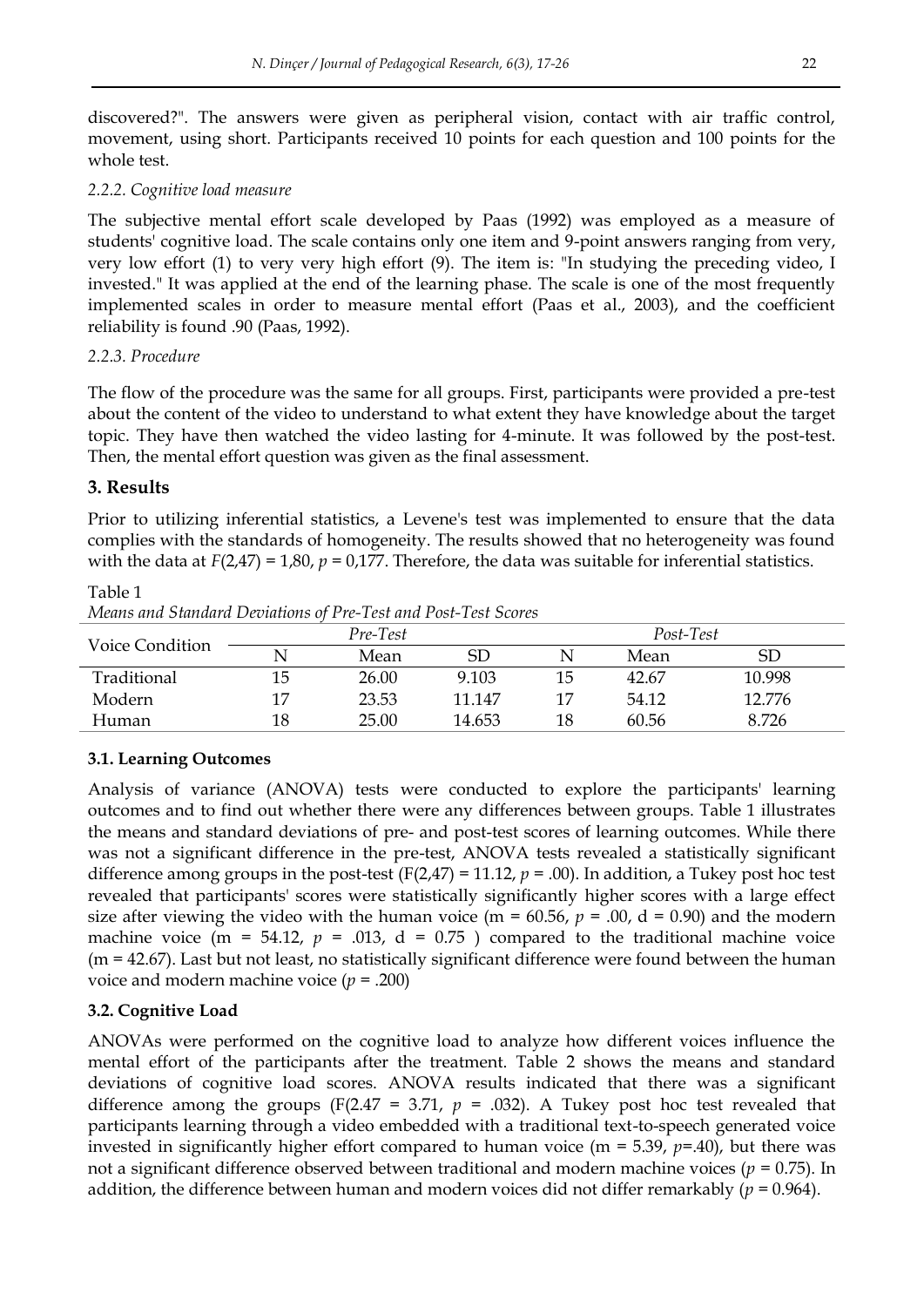discovered?". The answers were given as peripheral vision, contact with air traffic control, movement, using short. Participants received 10 points for each question and 100 points for the whole test.

#### *2.2.2. Cognitive load measure*

The subjective mental effort scale developed by Paas (1992) was employed as a measure of students' cognitive load. The scale contains only one item and 9-point answers ranging from very, very low effort (1) to very very high effort (9). The item is: "In studying the preceding video, I invested." It was applied at the end of the learning phase. The scale is one of the most frequently implemented scales in order to measure mental effort (Paas et al., 2003), and the coefficient reliability is found .90 (Paas, 1992).

#### *2.2.3. Procedure*

The flow of the procedure was the same for all groups. First, participants were provided a pre-test about the content of the video to understand to what extent they have knowledge about the target topic. They have then watched the video lasting for 4-minute. It was followed by the post-test. Then, the mental effort question was given as the final assessment.

## 3. Results

Prior to utilizing inferential statistics, a Levene's test was implemented to ensure that the data complies with the standards of homogeneity. The results showed that no heterogeneity was found with the data at $F(2,47) = 1,80$, $p = 0,177$. Therefore, the data was suitable for inferential statistics.

Table 1
*Means and Standard Deviations of Pre-Test and Post-Test Scores*

| Voice Condition | *Pre-Test* | | | *Post-Test* | | |
|---|---|---|---|---|---|---|
| | N | Mean | SD | N | Mean | SD |
| Traditional | 15 | 26.00 | 9.103 | 15 | 42.67 | 10.998 |
| Modern | 17 | 23.53 | 11.147 | 17 | 54.12 | 12.776 |
| Human | 18 | 25.00 | 14.653 | 18 | 60.56 | 8.726 |

### 3.1. Learning Outcomes

Analysis of variance (ANOVA) tests were conducted to explore the participants' learning outcomes and to find out whether there were any differences between groups. Table 1 illustrates the means and standard deviations of pre- and post-test scores of learning outcomes. While there was not a significant difference in the pre-test, ANOVA tests revealed a statistically significant difference among groups in the post-test ($F(2,47) = 11.12$, $p = .00$). In addition, a Tukey post hoc test revealed that participants' scores were statistically significantly higher scores with a large effect size after viewing the video with the human voice ($m = 60.56$, $p = .00$, $d = 0.90$) and the modern machine voice ($m = 54.12$, $p = .013$, $d = 0.75$ ) compared to the traditional machine voice ($m = 42.67$). Last but not least, no statistically significant difference were found between the human voice and modern machine voice ($p = .200$)

### 3.2. Cognitive Load

ANOVAs were performed on the cognitive load to analyze how different voices influence the mental effort of the participants after the treatment. Table 2 shows the means and standard deviations of cognitive load scores. ANOVA results indicated that there was a significant difference among the groups ($F(2.47 = 3.71$, $p = .032$). A Tukey post hoc test revealed that participants learning through a video embedded with a traditional text-to-speech generated voice invested in significantly higher effort compared to human voice ($m = 5.39$, $p=.40$), but there was not a significant difference observed between traditional and modern machine voices ($p = 0.75$). In addition, the difference between human and modern voices did not differ remarkably ($p = 0.964$).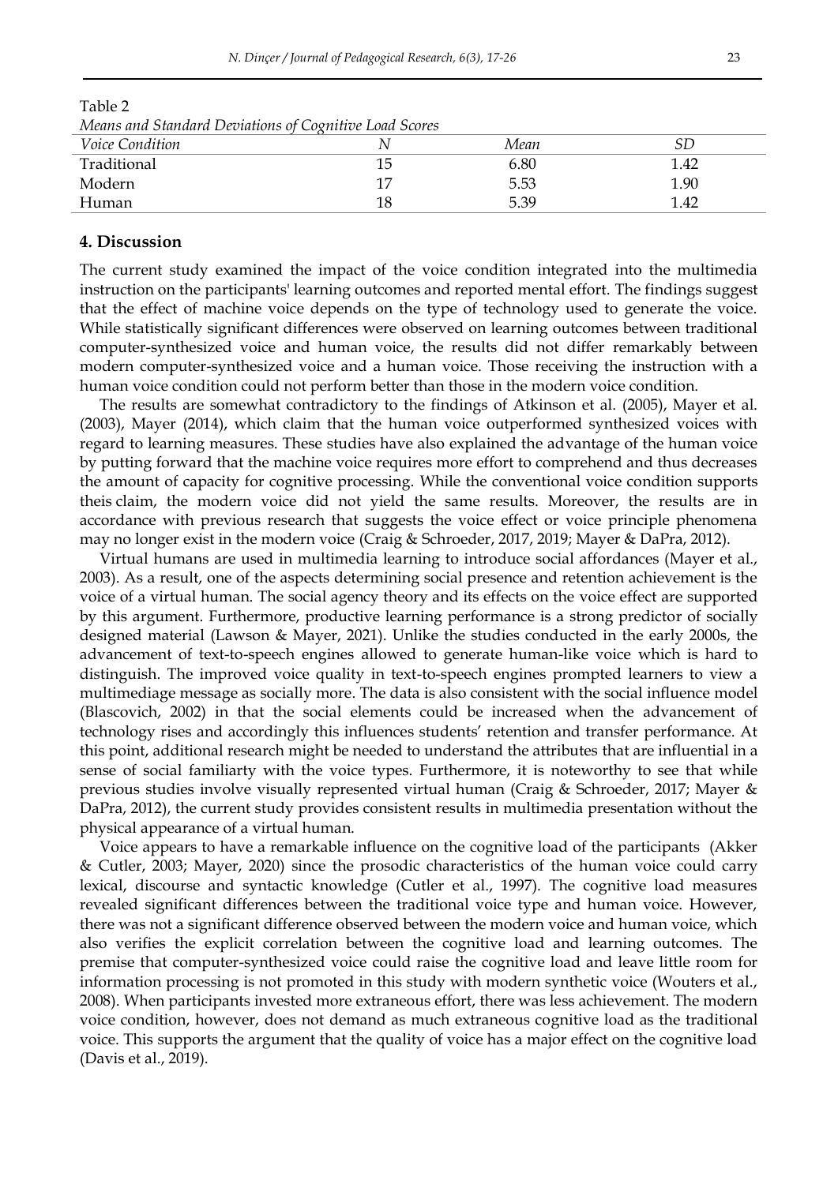Table 2
*Means and Standard Deviations of Cognitive Load Scores*

| *Voice Condition* | *N* | *Mean* | *SD* |
| --- | --- | --- | --- |
| Traditional | 15 | 6.80 | 1.42 |
| Modern | 17 | 5.53 | 1.90 |
| Human | 18 | 5.39 | 1.42 |

## 4. Discussion

The current study examined the impact of the voice condition integrated into the multimedia instruction on the participants' learning outcomes and reported mental effort. The findings suggest that the effect of machine voice depends on the type of technology used to generate the voice. While statistically significant differences were observed on learning outcomes between traditional computer-synthesized voice and human voice, the results did not differ remarkably between modern computer-synthesized voice and a human voice. Those receiving the instruction with a human voice condition could not perform better than those in the modern voice condition.

The results are somewhat contradictory to the findings of Atkinson et al. (2005), Mayer et al. (2003), Mayer (2014), which claim that the human voice outperformed synthesized voices with regard to learning measures. These studies have also explained the advantage of the human voice by putting forward that the machine voice requires more effort to comprehend and thus decreases the amount of capacity for cognitive processing. While the conventional voice condition supports theis claim, the modern voice did not yield the same results. Moreover, the results are in accordance with previous research that suggests the voice effect or voice principle phenomena may no longer exist in the modern voice (Craig & Schroeder, 2017, 2019; Mayer & DaPra, 2012).

Virtual humans are used in multimedia learning to introduce social affordances (Mayer et al., 2003). As a result, one of the aspects determining social presence and retention achievement is the voice of a virtual human. The social agency theory and its effects on the voice effect are supported by this argument. Furthermore, productive learning performance is a strong predictor of socially designed material (Lawson & Mayer, 2021). Unlike the studies conducted in the early 2000s, the advancement of text-to-speech engines allowed to generate human-like voice which is hard to distinguish. The improved voice quality in text-to-speech engines prompted learners to view a multimediage message as socially more. The data is also consistent with the social influence model (Blascovich, 2002) in that the social elements could be increased when the advancement of technology rises and accordingly this influences students' retention and transfer performance. At this point, additional research might be needed to understand the attributes that are influential in a sense of social familiarty with the voice types. Furthermore, it is noteworthy to see that while previous studies involve visually represented virtual human (Craig & Schroeder, 2017; Mayer & DaPra, 2012), the current study provides consistent results in multimedia presentation without the physical appearance of a virtual human.

Voice appears to have a remarkable influence on the cognitive load of the participants (Akker & Cutler, 2003; Mayer, 2020) since the prosodic characteristics of the human voice could carry lexical, discourse and syntactic knowledge (Cutler et al., 1997). The cognitive load measures revealed significant differences between the traditional voice type and human voice. However, there was not a significant difference observed between the modern voice and human voice, which also verifies the explicit correlation between the cognitive load and learning outcomes. The premise that computer-synthesized voice could raise the cognitive load and leave little room for information processing is not promoted in this study with modern synthetic voice (Wouters et al., 2008). When participants invested more extraneous effort, there was less achievement. The modern voice condition, however, does not demand as much extraneous cognitive load as the traditional voice. This supports the argument that the quality of voice has a major effect on the cognitive load (Davis et al., 2019).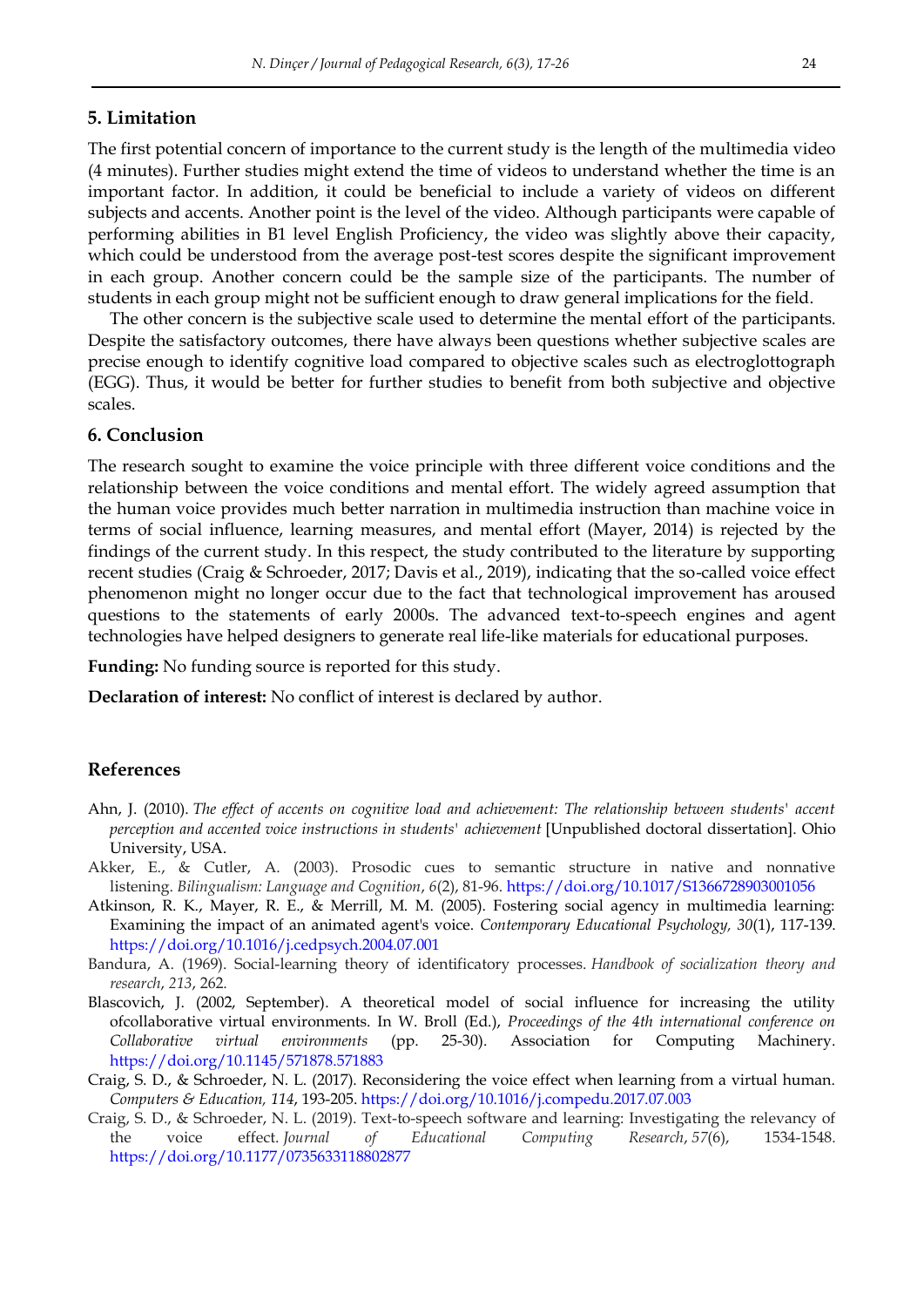## 5. Limitation

The first potential concern of importance to the current study is the length of the multimedia video (4 minutes). Further studies might extend the time of videos to understand whether the time is an important factor. In addition, it could be beneficial to include a variety of videos on different subjects and accents. Another point is the level of the video. Although participants were capable of performing abilities in B1 level English Proficiency, the video was slightly above their capacity, which could be understood from the average post-test scores despite the significant improvement in each group. Another concern could be the sample size of the participants. The number of students in each group might not be sufficient enough to draw general implications for the field.

The other concern is the subjective scale used to determine the mental effort of the participants. Despite the satisfactory outcomes, there have always been questions whether subjective scales are precise enough to identify cognitive load compared to objective scales such as electroglottograph (EGG). Thus, it would be better for further studies to benefit from both subjective and objective scales.

## 6. Conclusion

The research sought to examine the voice principle with three different voice conditions and the relationship between the voice conditions and mental effort. The widely agreed assumption that the human voice provides much better narration in multimedia instruction than machine voice in terms of social influence, learning measures, and mental effort (Mayer, 2014) is rejected by the findings of the current study. In this respect, the study contributed to the literature by supporting recent studies (Craig & Schroeder, 2017; Davis et al., 2019), indicating that the so-called voice effect phenomenon might no longer occur due to the fact that technological improvement has aroused questions to the statements of early 2000s. The advanced text-to-speech engines and agent technologies have helped designers to generate real life-like materials for educational purposes.

**Funding:** No funding source is reported for this study.

**Declaration of interest:** No conflict of interest is declared by author.

## References

Ahn, J. (2010). *The effect of accents on cognitive load and achievement: The relationship between students' accent perception and accented voice instructions in students' achievement* [Unpublished doctoral dissertation]. Ohio University, USA.

Akker, E., & Cutler, A. (2003). Prosodic cues to semantic structure in native and nonnative listening. *Bilingualism: Language and Cognition*, *6*(2), 81-96. https://doi.org/10.1017/S1366728903001056

Atkinson, R. K., Mayer, R. E., & Merrill, M. M. (2005). Fostering social agency in multimedia learning: Examining the impact of an animated agent's voice. *Contemporary Educational Psychology, 30*(1), 117-139. https://doi.org/10.1016/j.cedpsych.2004.07.001

Bandura, A. (1969). Social-learning theory of identificatory processes. *Handbook of socialization theory and research*, *213*, 262.

Blascovich, J. (2002, September). A theoretical model of social influence for increasing the utility ofcollaborative virtual environments. In W. Broll (Ed.), *Proceedings of the 4th international conference on Collaborative virtual environments* (pp. 25-30). Association for Computing Machinery. https://doi.org/10.1145/571878.571883

Craig, S. D., & Schroeder, N. L. (2017). Reconsidering the voice effect when learning from a virtual human. *Computers & Education, 114*, 193-205. https://doi.org/10.1016/j.compedu.2017.07.003

Craig, S. D., & Schroeder, N. L. (2019). Text-to-speech software and learning: Investigating the relevancy of the voice effect. *Journal of Educational Computing Research*, *57*(6), 1534-1548. https://doi.org/10.1177/0735633118802877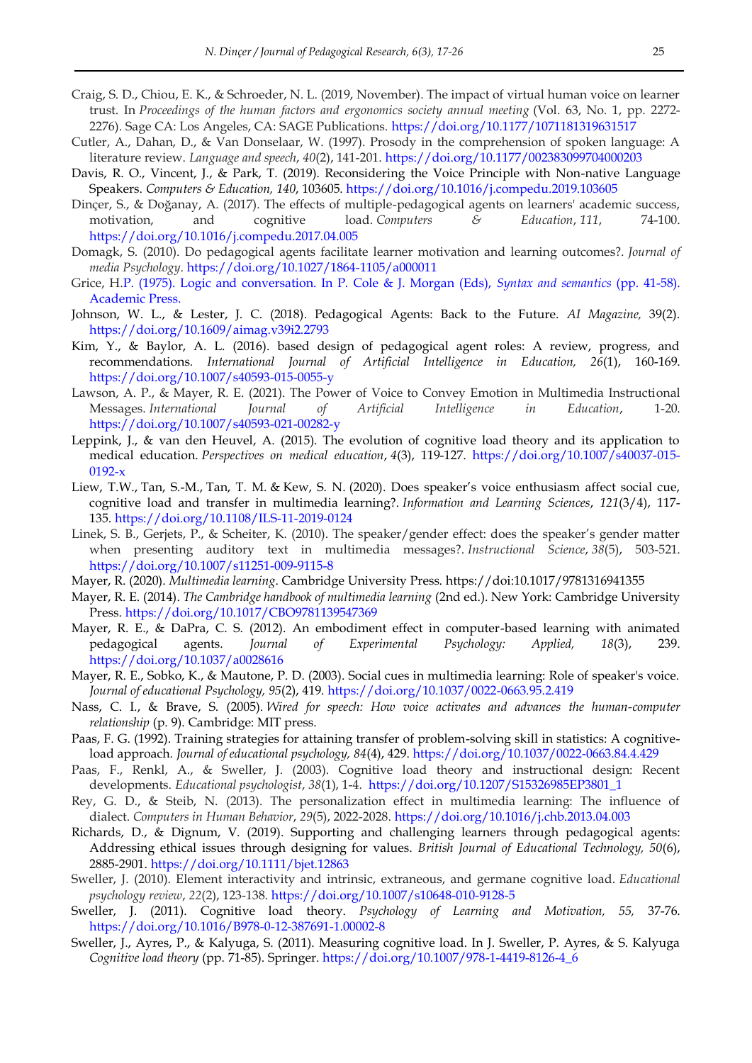Craig, S. D., Chiou, E. K., & Schroeder, N. L. (2019, November). The impact of virtual human voice on learner trust. In *Proceedings of the human factors and ergonomics society annual meeting* (Vol. 63, No. 1, pp. 2272-2276). Sage CA: Los Angeles, CA: SAGE Publications. https://doi.org/10.1177/1071181319631517

Cutler, A., Dahan, D., & Van Donselaar, W. (1997). Prosody in the comprehension of spoken language: A literature review. *Language and speech*, *40*(2), 141-201. https://doi.org/10.1177/002383099704000203

Davis, R. O., Vincent, J., & Park, T. (2019). Reconsidering the Voice Principle with Non-native Language Speakers. *Computers & Education, 140*, 103605. https://doi.org/10.1016/j.compedu.2019.103605

Dinçer, S., & Doğanay, A. (2017). The effects of multiple-pedagogical agents on learners' academic success, motivation, and cognitive load. *Computers & Education*, *111*, 74-100. https://doi.org/10.1016/j.compedu.2017.04.005

Domagk, S. (2010). Do pedagogical agents facilitate learner motivation and learning outcomes?. *Journal of media Psychology*. https://doi.org/10.1027/1864-1105/a000011

Grice, H.P. (1975). Logic and conversation. In P. Cole & J. Morgan (Eds), *Syntax and semantics* (pp. 41-58). Academic Press.

Johnson, W. L., & Lester, J. C. (2018). Pedagogical Agents: Back to the Future. *AI Magazine,* 39(2). https://doi.org/10.1609/aimag.v39i2.2793

Kim, Y., & Baylor, A. L. (2016). based design of pedagogical agent roles: A review, progress, and recommendations. *International Journal of Artificial Intelligence in Education, 26*(1), 160-169. https://doi.org/10.1007/s40593-015-0055-y

Lawson, A. P., & Mayer, R. E. (2021). The Power of Voice to Convey Emotion in Multimedia Instructional Messages. *International Journal of Artificial Intelligence in Education*, 1-20. https://doi.org/10.1007/s40593-021-00282-y

Leppink, J., & van den Heuvel, A. (2015). The evolution of cognitive load theory and its application to medical education. *Perspectives on medical education*, *4*(3), 119-127. https://doi.org/10.1007/s40037-015-0192-x

Liew, T.W., Tan, S.-M., Tan, T. M. & Kew, S. N. (2020). Does speaker's voice enthusiasm affect social cue, cognitive load and transfer in multimedia learning?. *Information and Learning Sciences*, *121*(3/4), 117-135. https://doi.org/10.1108/ILS-11-2019-0124

Linek, S. B., Gerjets, P., & Scheiter, K. (2010). The speaker/gender effect: does the speaker's gender matter when presenting auditory text in multimedia messages?. *Instructional Science*, *38*(5), 503-521. https://doi.org/10.1007/s11251-009-9115-8

Mayer, R. (2020). *Multimedia learning*. Cambridge University Press. https://doi:10.1017/9781316941355

Mayer, R. E. (2014). *The Cambridge handbook of multimedia learning* (2nd ed.). New York: Cambridge University Press. https://doi.org/10.1017/CBO9781139547369

Mayer, R. E., & DaPra, C. S. (2012). An embodiment effect in computer-based learning with animated pedagogical agents. *Journal of Experimental Psychology: Applied, 18*(3), 239. https://doi.org/10.1037/a0028616

Mayer, R. E., Sobko, K., & Mautone, P. D. (2003). Social cues in multimedia learning: Role of speaker's voice. *Journal of educational Psychology, 95*(2), 419. https://doi.org/10.1037/0022-0663.95.2.419

Nass, C. I., & Brave, S. (2005). *Wired for speech: How voice activates and advances the human-computer relationship* (p. 9). Cambridge: MIT press.

Paas, F. G. (1992). Training strategies for attaining transfer of problem-solving skill in statistics: A cognitive-load approach. *Journal of educational psychology, 84*(4), 429. https://doi.org/10.1037/0022-0663.84.4.429

Paas, F., Renkl, A., & Sweller, J. (2003). Cognitive load theory and instructional design: Recent developments. *Educational psychologist*, *38*(1), 1-4. https://doi.org/10.1207/S15326985EP3801_1

Rey, G. D., & Steib, N. (2013). The personalization effect in multimedia learning: The influence of dialect. *Computers in Human Behavior*, *29*(5), 2022-2028. https://doi.org/10.1016/j.chb.2013.04.003

Richards, D., & Dignum, V. (2019). Supporting and challenging learners through pedagogical agents: Addressing ethical issues through designing for values. *British Journal of Educational Technology, 50*(6), 2885-2901. https://doi.org/10.1111/bjet.12863

Sweller, J. (2010). Element interactivity and intrinsic, extraneous, and germane cognitive load. *Educational psychology review*, *22*(2), 123-138. https://doi.org/10.1007/s10648-010-9128-5

Sweller, J. (2011). Cognitive load theory. *Psychology of Learning and Motivation, 55,* 37-76. https://doi.org/10.1016/B978-0-12-387691-1.00002-8

Sweller, J., Ayres, P., & Kalyuga, S. (2011). Measuring cognitive load. In J. Sweller, P. Ayres, & S. Kalyuga *Cognitive load theory* (pp. 71-85). Springer. https://doi.org/10.1007/978-1-4419-8126-4_6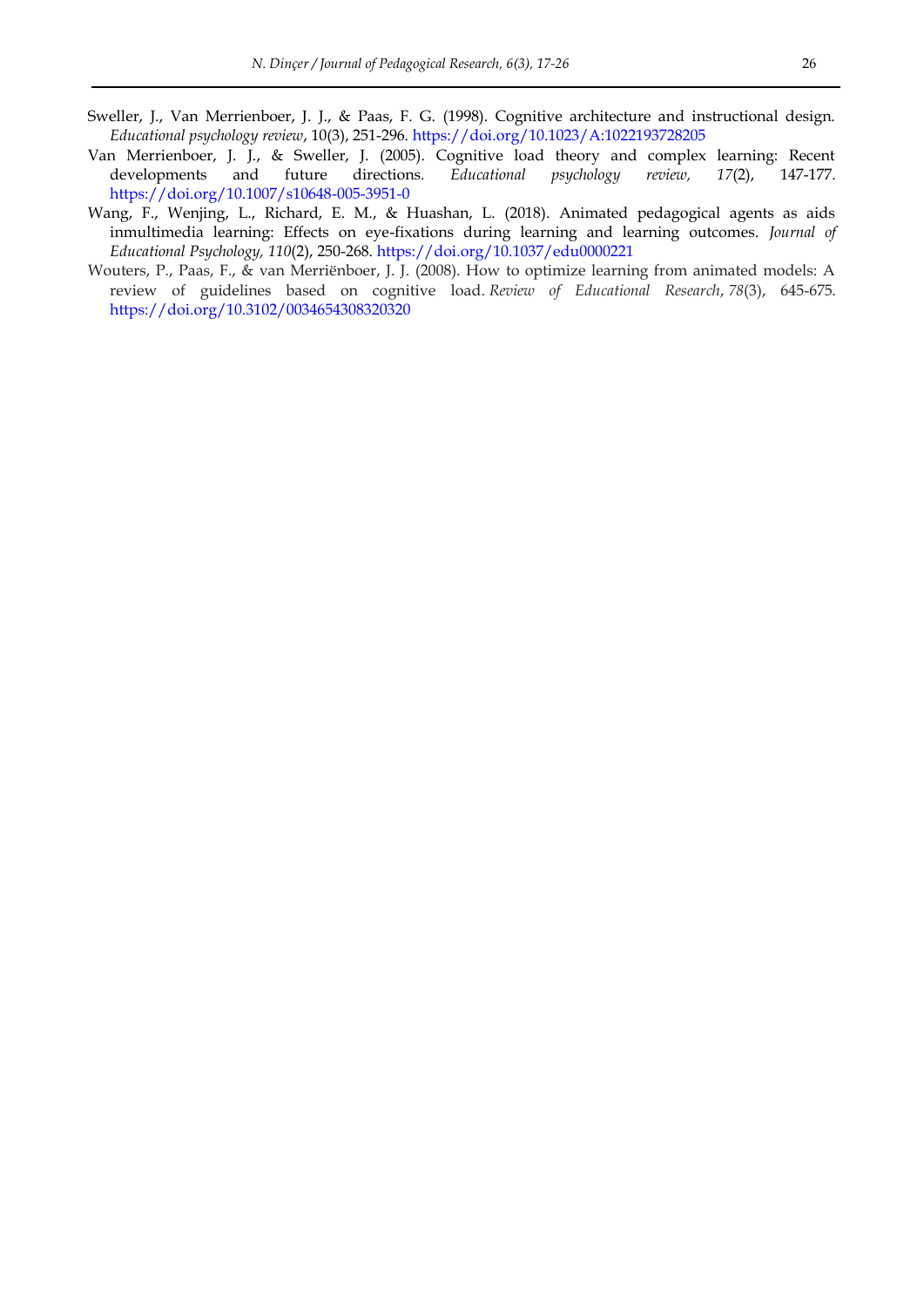Sweller, J., Van Merrienboer, J. J., & Paas, F. G. (1998). Cognitive architecture and instructional design. *Educational psychology review*, 10(3), 251-296. https://doi.org/10.1023/A:1022193728205

Van Merrienboer, J. J., & Sweller, J. (2005). Cognitive load theory and complex learning: Recent developments and future directions. *Educational psychology review, 17*(2), 147-177. https://doi.org/10.1007/s10648-005-3951-0

Wang, F., Wenjing, L., Richard, E. M., & Huashan, L. (2018). Animated pedagogical agents as aids inmultimedia learning: Effects on eye-fixations during learning and learning outcomes. *Journal of Educational Psychology, 110*(2), 250-268. https://doi.org/10.1037/edu0000221

Wouters, P., Paas, F., & van Merriënboer, J. J. (2008). How to optimize learning from animated models: A review of guidelines based on cognitive load. *Review of Educational Research*, *78*(3), 645-675. https://doi.org/10.3102/0034654308320320